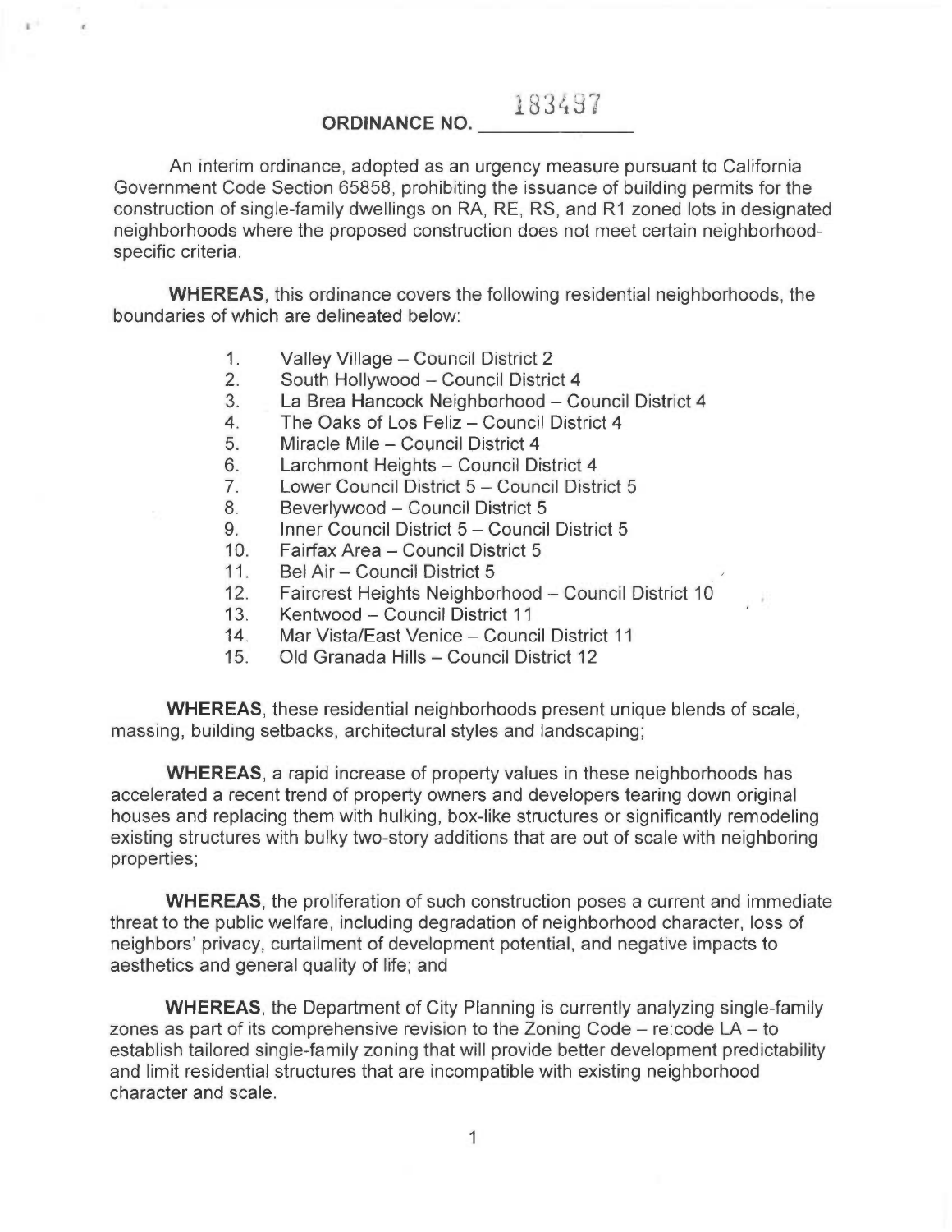# ORDINANCE NO. 183497

An interim ordinance, adopted as an urgency measure pursuant to California Government Code Section 65858, prohibiting the issuance of building permits for the construction of single-family dwellings on RA, RE, RS, and R1 zoned lots in designated neighborhoods where the proposed construction does not meet certain neighborhood-specific criteria.

**WHEREAS**, this ordinance covers the following residential neighborhoods, the boundaries of which are delineated below:

1. Valley Village – Council District 2
2. South Hollywood – Council District 4
3. La Brea Hancock Neighborhood – Council District 4
4. The Oaks of Los Feliz – Council District 4
5. Miracle Mile – Council District 4
6. Larchmont Heights – Council District 4
7. Lower Council District 5 – Council District 5
8. Beverlywood – Council District 5
9. Inner Council District 5 – Council District 5
10. Fairfax Area – Council District 5
11. Bel Air – Council District 5
12. Faircrest Heights Neighborhood – Council District 10
13. Kentwood – Council District 11
14. Mar Vista/East Venice – Council District 11
15. Old Granada Hills – Council District 12

**WHEREAS**, these residential neighborhoods present unique blends of scale, massing, building setbacks, architectural styles and landscaping;

**WHEREAS**, a rapid increase of property values in these neighborhoods has accelerated a recent trend of property owners and developers tearing down original houses and replacing them with hulking, box-like structures or significantly remodeling existing structures with bulky two-story additions that are out of scale with neighboring properties;

**WHEREAS**, the proliferation of such construction poses a current and immediate threat to the public welfare, including degradation of neighborhood character, loss of neighbors' privacy, curtailment of development potential, and negative impacts to aesthetics and general quality of life; and

**WHEREAS**, the Department of City Planning is currently analyzing single-family zones as part of its comprehensive revision to the Zoning Code – re:code LA – to establish tailored single-family zoning that will provide better development predictability and limit residential structures that are incompatible with existing neighborhood character and scale.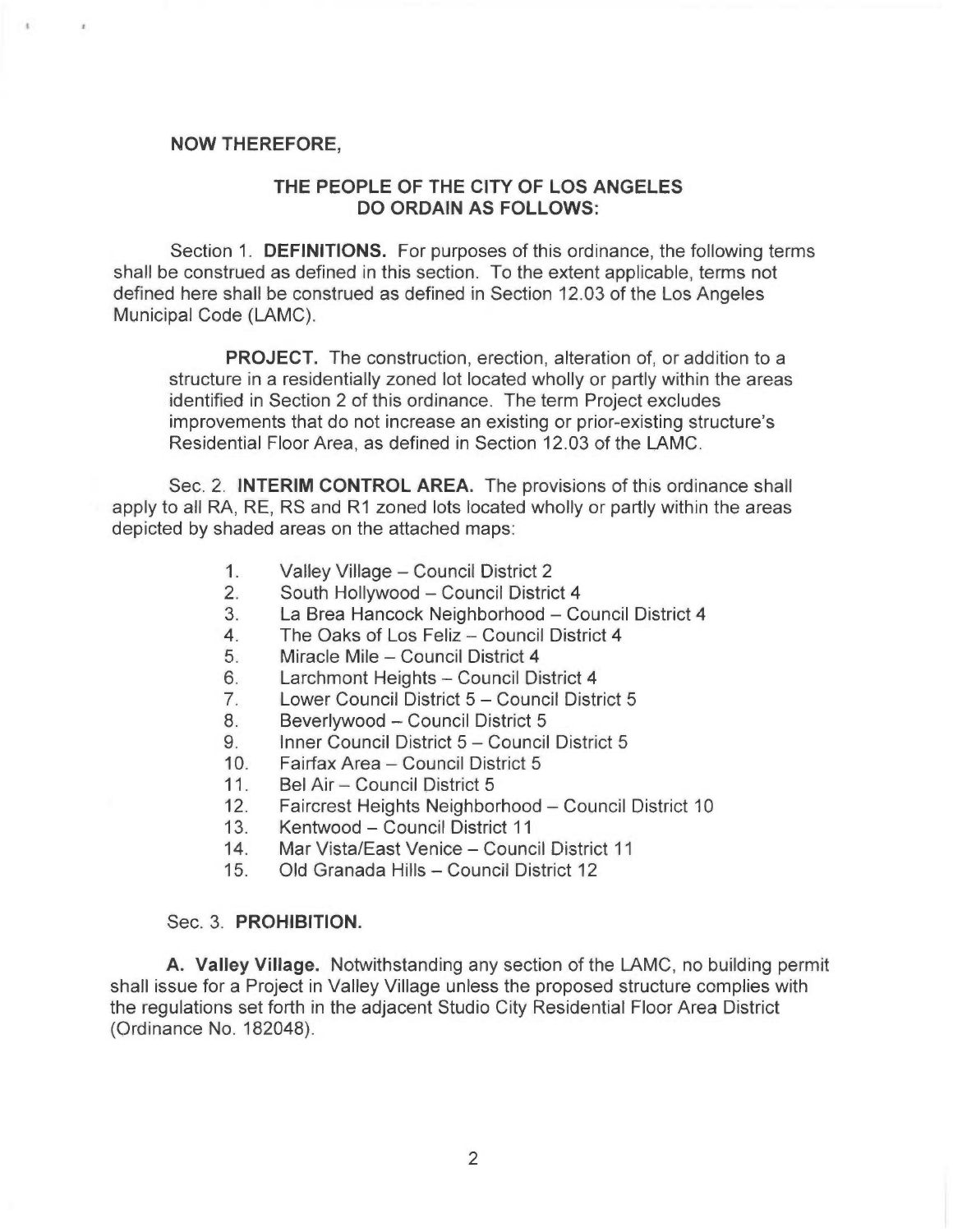**NOW THEREFORE,**

**THE PEOPLE OF THE CITY OF LOS ANGELES DO ORDAIN AS FOLLOWS:**

Section 1. **DEFINITIONS.** For purposes of this ordinance, the following terms shall be construed as defined in this section. To the extent applicable, terms not defined here shall be construed as defined in Section 12.03 of the Los Angeles Municipal Code (LAMC).

**PROJECT.** The construction, erection, alteration of, or addition to a structure in a residentially zoned lot located wholly or partly within the areas identified in Section 2 of this ordinance. The term Project excludes improvements that do not increase an existing or prior-existing structure's Residential Floor Area, as defined in Section 12.03 of the LAMC.

Sec. 2. **INTERIM CONTROL AREA.** The provisions of this ordinance shall apply to all RA, RE, RS and R1 zoned lots located wholly or partly within the areas depicted by shaded areas on the attached maps:

1. Valley Village – Council District 2
2. South Hollywood – Council District 4
3. La Brea Hancock Neighborhood – Council District 4
4. The Oaks of Los Feliz – Council District 4
5. Miracle Mile – Council District 4
6. Larchmont Heights – Council District 4
7. Lower Council District 5 – Council District 5
8. Beverlywood – Council District 5
9. Inner Council District 5 – Council District 5
10. Fairfax Area – Council District 5
11. Bel Air – Council District 5
12. Faircrest Heights Neighborhood – Council District 10
13. Kentwood – Council District 11
14. Mar Vista/East Venice – Council District 11
15. Old Granada Hills – Council District 12

Sec. 3. **PROHIBITION.**

**A. Valley Village.** Notwithstanding any section of the LAMC, no building permit shall issue for a Project in Valley Village unless the proposed structure complies with the regulations set forth in the adjacent Studio City Residential Floor Area District (Ordinance No. 182048).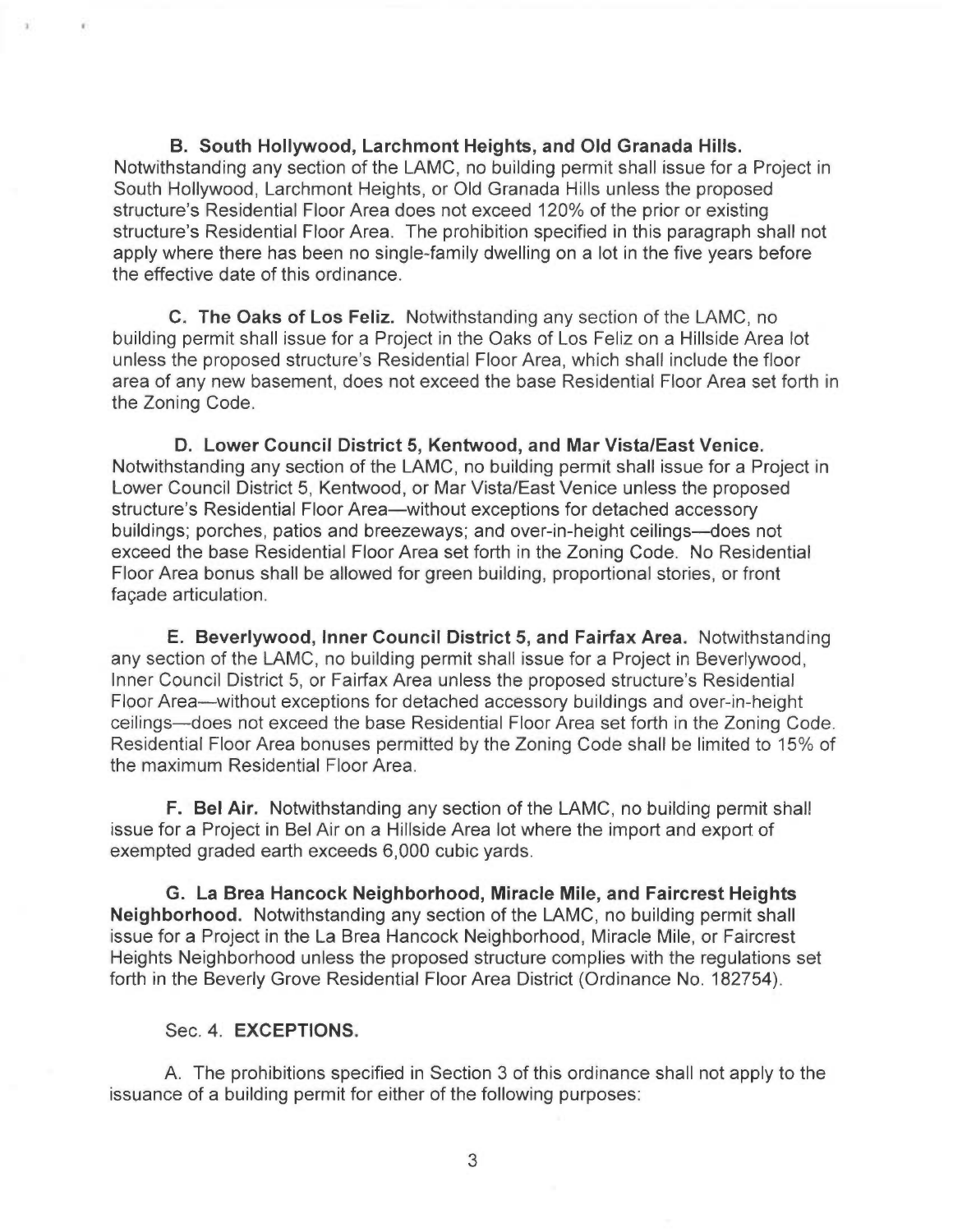**B. South Hollywood, Larchmont Heights, and Old Granada Hills.** Notwithstanding any section of the LAMC, no building permit shall issue for a Project in South Hollywood, Larchmont Heights, or Old Granada Hills unless the proposed structure's Residential Floor Area does not exceed 120% of the prior or existing structure's Residential Floor Area. The prohibition specified in this paragraph shall not apply where there has been no single-family dwelling on a lot in the five years before the effective date of this ordinance.

**C. The Oaks of Los Feliz.** Notwithstanding any section of the LAMC, no building permit shall issue for a Project in the Oaks of Los Feliz on a Hillside Area lot unless the proposed structure's Residential Floor Area, which shall include the floor area of any new basement, does not exceed the base Residential Floor Area set forth in the Zoning Code.

**D. Lower Council District 5, Kentwood, and Mar Vista/East Venice.** Notwithstanding any section of the LAMC, no building permit shall issue for a Project in Lower Council District 5, Kentwood, or Mar Vista/East Venice unless the proposed structure's Residential Floor Area—without exceptions for detached accessory buildings; porches, patios and breezeways; and over-in-height ceilings—does not exceed the base Residential Floor Area set forth in the Zoning Code. No Residential Floor Area bonus shall be allowed for green building, proportional stories, or front façade articulation.

**E. Beverlywood, Inner Council District 5, and Fairfax Area.** Notwithstanding any section of the LAMC, no building permit shall issue for a Project in Beverlywood, Inner Council District 5, or Fairfax Area unless the proposed structure's Residential Floor Area—without exceptions for detached accessory buildings and over-in-height ceilings—does not exceed the base Residential Floor Area set forth in the Zoning Code. Residential Floor Area bonuses permitted by the Zoning Code shall be limited to 15% of the maximum Residential Floor Area.

**F. Bel Air.** Notwithstanding any section of the LAMC, no building permit shall issue for a Project in Bel Air on a Hillside Area lot where the import and export of exempted graded earth exceeds 6,000 cubic yards.

**G. La Brea Hancock Neighborhood, Miracle Mile, and Faircrest Heights Neighborhood.** Notwithstanding any section of the LAMC, no building permit shall issue for a Project in the La Brea Hancock Neighborhood, Miracle Mile, or Faircrest Heights Neighborhood unless the proposed structure complies with the regulations set forth in the Beverly Grove Residential Floor Area District (Ordinance No. 182754).

Sec. 4. **EXCEPTIONS.**

A. The prohibitions specified in Section 3 of this ordinance shall not apply to the issuance of a building permit for either of the following purposes: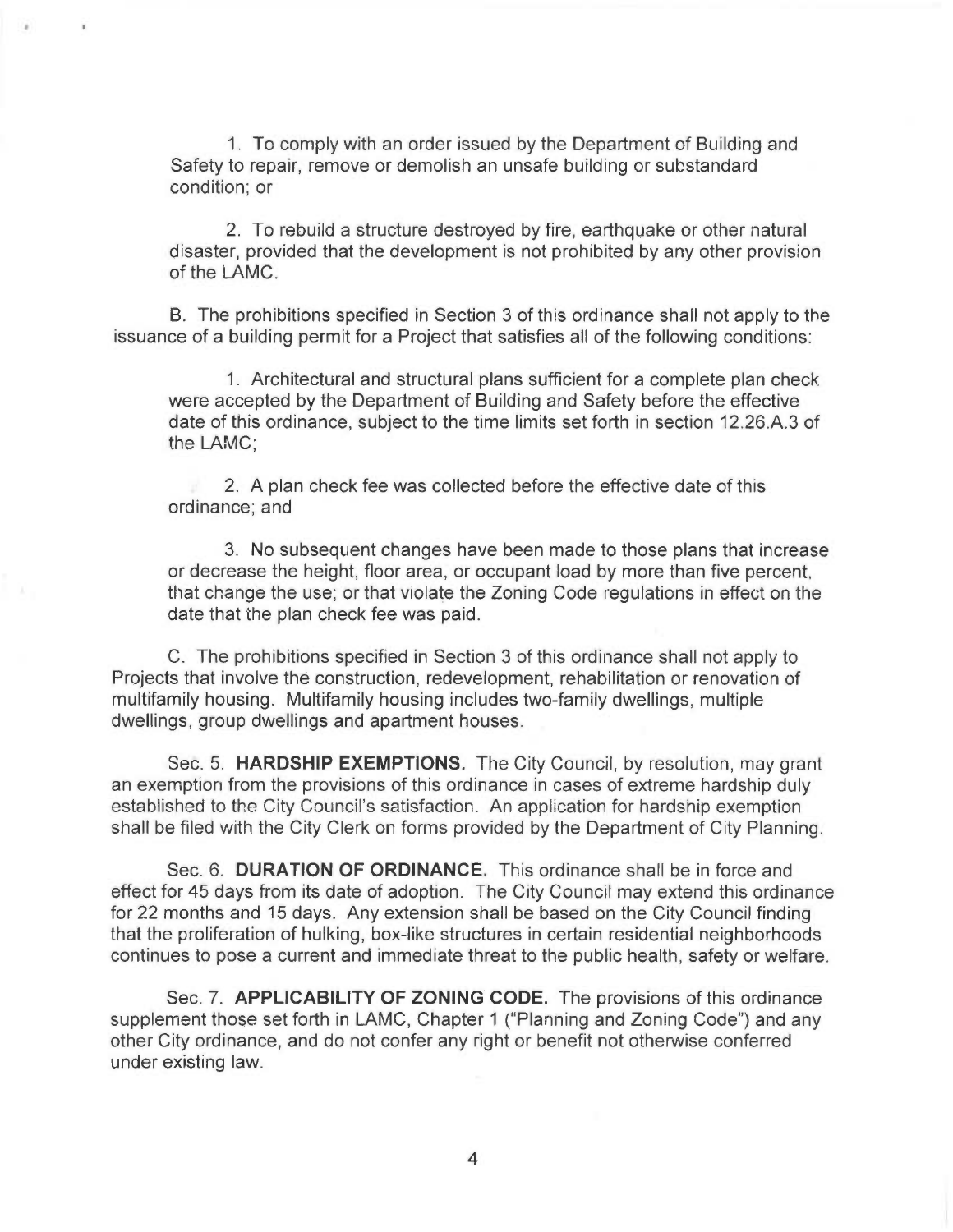1. To comply with an order issued by the Department of Building and Safety to repair, remove or demolish an unsafe building or substandard condition; or

2. To rebuild a structure destroyed by fire, earthquake or other natural disaster, provided that the development is not prohibited by any other provision of the LAMC.

B. The prohibitions specified in Section 3 of this ordinance shall not apply to the issuance of a building permit for a Project that satisfies all of the following conditions:

1. Architectural and structural plans sufficient for a complete plan check were accepted by the Department of Building and Safety before the effective date of this ordinance, subject to the time limits set forth in section 12.26.A.3 of the LAMC;

2. A plan check fee was collected before the effective date of this ordinance; and

3. No subsequent changes have been made to those plans that increase or decrease the height, floor area, or occupant load by more than five percent, that change the use; or that violate the Zoning Code regulations in effect on the date that the plan check fee was paid.

C. The prohibitions specified in Section 3 of this ordinance shall not apply to Projects that involve the construction, redevelopment, rehabilitation or renovation of multifamily housing. Multifamily housing includes two-family dwellings, multiple dwellings, group dwellings and apartment houses.

Sec. 5. **HARDSHIP EXEMPTIONS.** The City Council, by resolution, may grant an exemption from the provisions of this ordinance in cases of extreme hardship duly established to the City Council's satisfaction. An application for hardship exemption shall be filed with the City Clerk on forms provided by the Department of City Planning.

Sec. 6. **DURATION OF ORDINANCE.** This ordinance shall be in force and effect for 45 days from its date of adoption. The City Council may extend this ordinance for 22 months and 15 days. Any extension shall be based on the City Council finding that the proliferation of hulking, box-like structures in certain residential neighborhoods continues to pose a current and immediate threat to the public health, safety or welfare.

Sec. 7. **APPLICABILITY OF ZONING CODE.** The provisions of this ordinance supplement those set forth in LAMC, Chapter 1 ("Planning and Zoning Code") and any other City ordinance, and do not confer any right or benefit not otherwise conferred under existing law.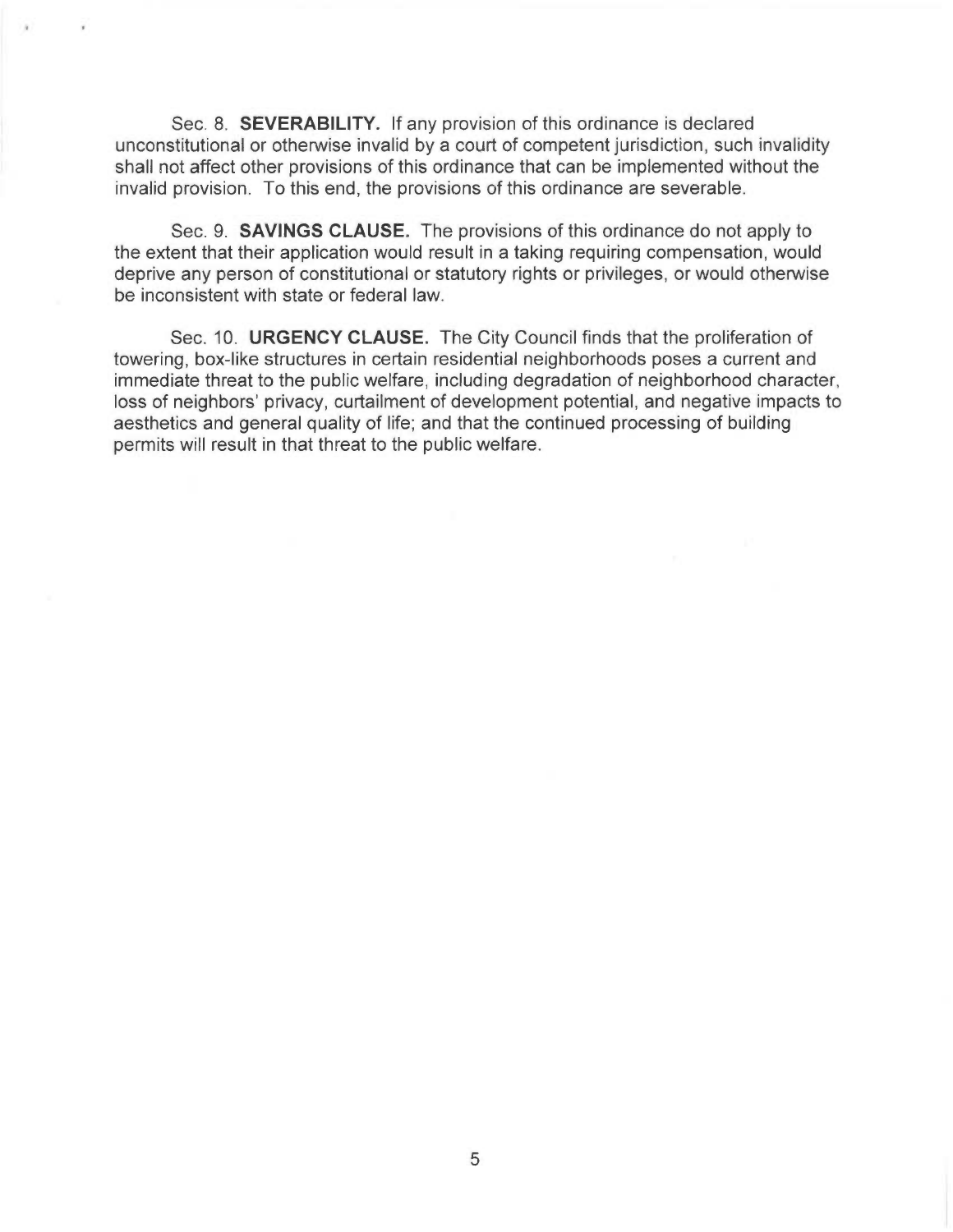Sec. 8. **SEVERABILITY.** If any provision of this ordinance is declared unconstitutional or otherwise invalid by a court of competent jurisdiction, such invalidity shall not affect other provisions of this ordinance that can be implemented without the invalid provision. To this end, the provisions of this ordinance are severable.

Sec. 9. **SAVINGS CLAUSE.** The provisions of this ordinance do not apply to the extent that their application would result in a taking requiring compensation, would deprive any person of constitutional or statutory rights or privileges, or would otherwise be inconsistent with state or federal law.

Sec. 10. **URGENCY CLAUSE.** The City Council finds that the proliferation of towering, box-like structures in certain residential neighborhoods poses a current and immediate threat to the public welfare, including degradation of neighborhood character, loss of neighbors' privacy, curtailment of development potential, and negative impacts to aesthetics and general quality of life; and that the continued processing of building permits will result in that threat to the public welfare.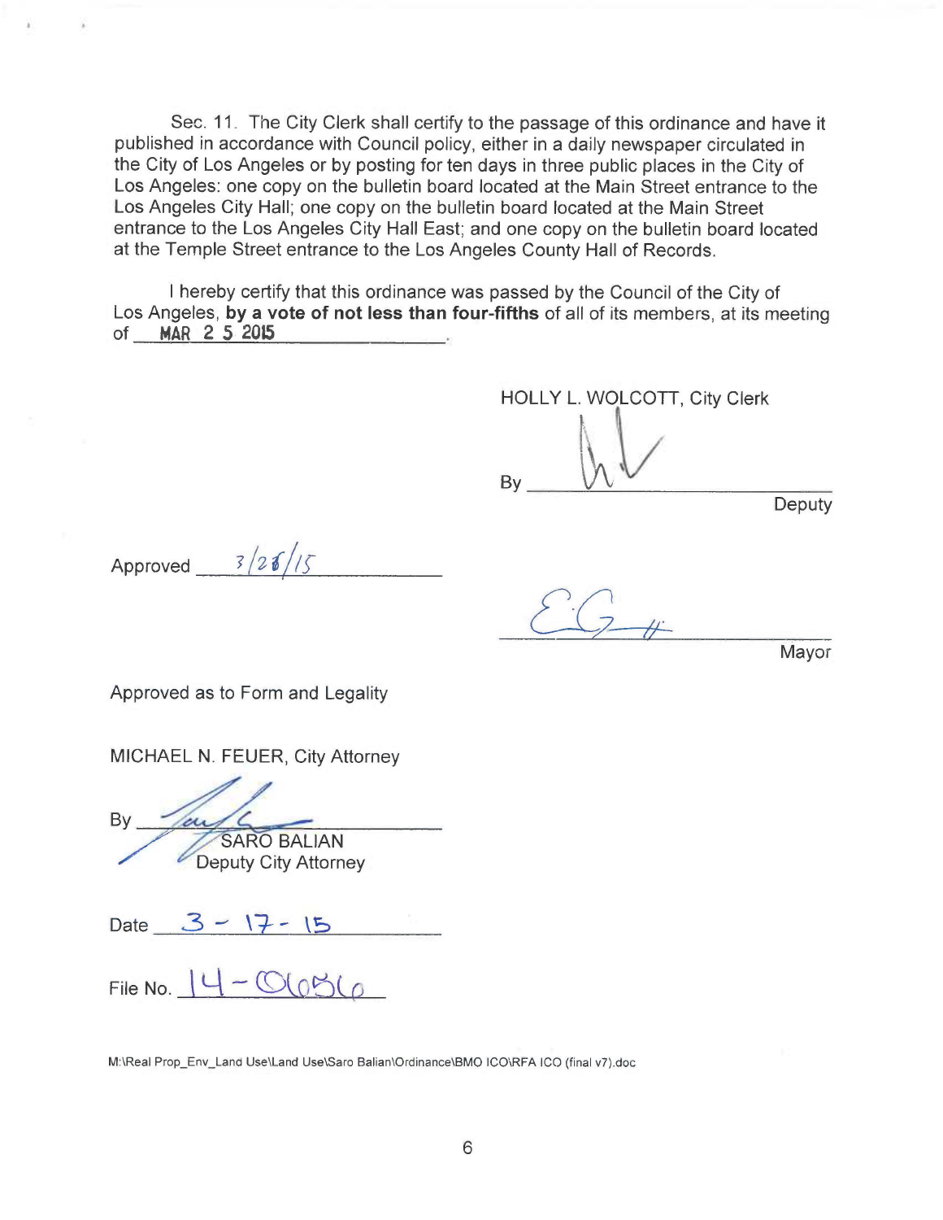Sec. 11. The City Clerk shall certify to the passage of this ordinance and have it published in accordance with Council policy, either in a daily newspaper circulated in the City of Los Angeles or by posting for ten days in three public places in the City of Los Angeles: one copy on the bulletin board located at the Main Street entrance to the Los Angeles City Hall; one copy on the bulletin board located at the Main Street entrance to the Los Angeles City Hall East; and one copy on the bulletin board located at the Temple Street entrance to the Los Angeles County Hall of Records.

I hereby certify that this ordinance was passed by the Council of the City of Los Angeles, **by a vote of not less than four-fifths** of all of its members, at its meeting of MAR 2 5 2015.

HOLLY L. WOLCOTT, City Clerk

By ______________________ Deputy

Approved 3/28/15

______________________ Mayor

Approved as to Form and Legality

MICHAEL N. FEUER, City Attorney

By ______________________
SARO BALIAN
Deputy City Attorney

Date 3 - 17 - 15

File No. 14-0656

M:\Real Prop_Env_Land Use\Land Use\Saro Balian\Ordinance\BMO ICO\RFA ICO (final v7).doc